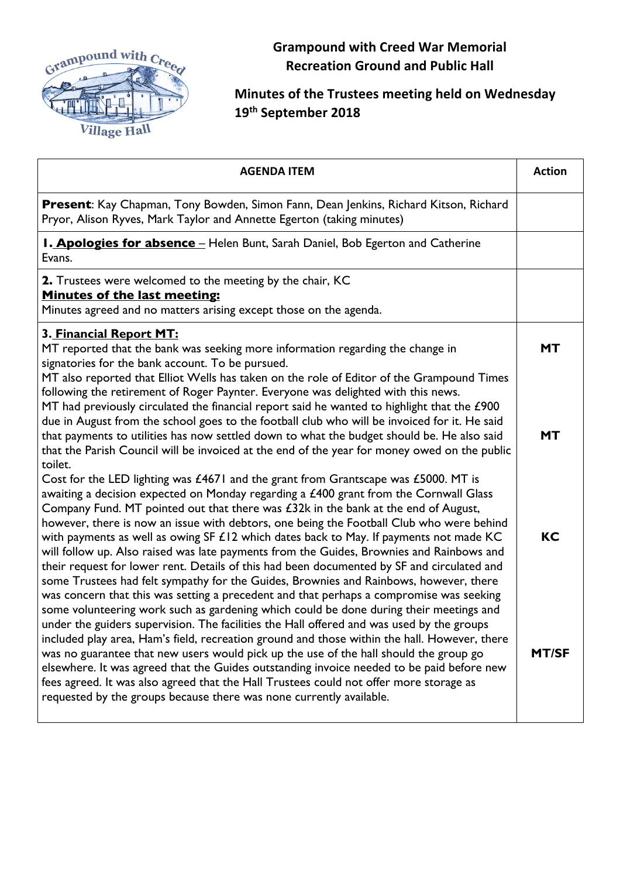# Grampound with Creed War Memorial Recreation Ground and Public Hall

## Minutes of the Trustees meeting held on Wednesday 19th September 2018

| AGENDA ITEM | Action |
|---|---|
| **Present**: Kay Chapman, Tony Bowden, Simon Fann, Dean Jenkins, Richard Kitson, Richard Pryor, Alison Ryves, Mark Taylor and Annette Egerton (taking minutes) | |
| **1. Apologies for absence** – Helen Bunt, Sarah Daniel, Bob Egerton and Catherine Evans. | |
| **2.** Trustees were welcomed to the meeting by the chair, KC<br>**Minutes of the last meeting:**<br>Minutes agreed and no matters arising except those on the agenda. | |
| **3. Financial Report MT:**<br>MT reported that the bank was seeking more information regarding the change in signatories for the bank account. To be pursued.<br>MT also reported that Elliot Wells has taken on the role of Editor of the Grampound Times following the retirement of Roger Paynter. Everyone was delighted with this news.<br>MT had previously circulated the financial report said he wanted to highlight that the £900 due in August from the school goes to the football club who will be invoiced for it. He said that payments to utilities has now settled down to what the budget should be. He also said that the Parish Council will be invoiced at the end of the year for money owed on the public toilet.<br>Cost for the LED lighting was £4671 and the grant from Grantscape was £5000. MT is awaiting a decision expected on Monday regarding a £400 grant from the Cornwall Glass Company Fund. MT pointed out that there was £32k in the bank at the end of August, however, there is now an issue with debtors, one being the Football Club who were behind with payments as well as owing SF £12 which dates back to May. If payments not made KC will follow up. Also raised was late payments from the Guides, Brownies and Rainbows and their request for lower rent. Details of this had been documented by SF and circulated and some Trustees had felt sympathy for the Guides, Brownies and Rainbows, however, there was concern that this was setting a precedent and that perhaps a compromise was seeking some volunteering work such as gardening which could be done during their meetings and under the guiders supervision. The facilities the Hall offered and was used by the groups included play area, Ham's field, recreation ground and those within the hall. However, there was no guarantee that new users would pick up the use of the hall should the group go elsewhere. It was agreed that the Guides outstanding invoice needed to be paid before new fees agreed. It was also agreed that the Hall Trustees could not offer more storage as requested by the groups because there was none currently available. | **MT**<br><br>**MT**<br><br>**KC**<br><br>**MT/SF** |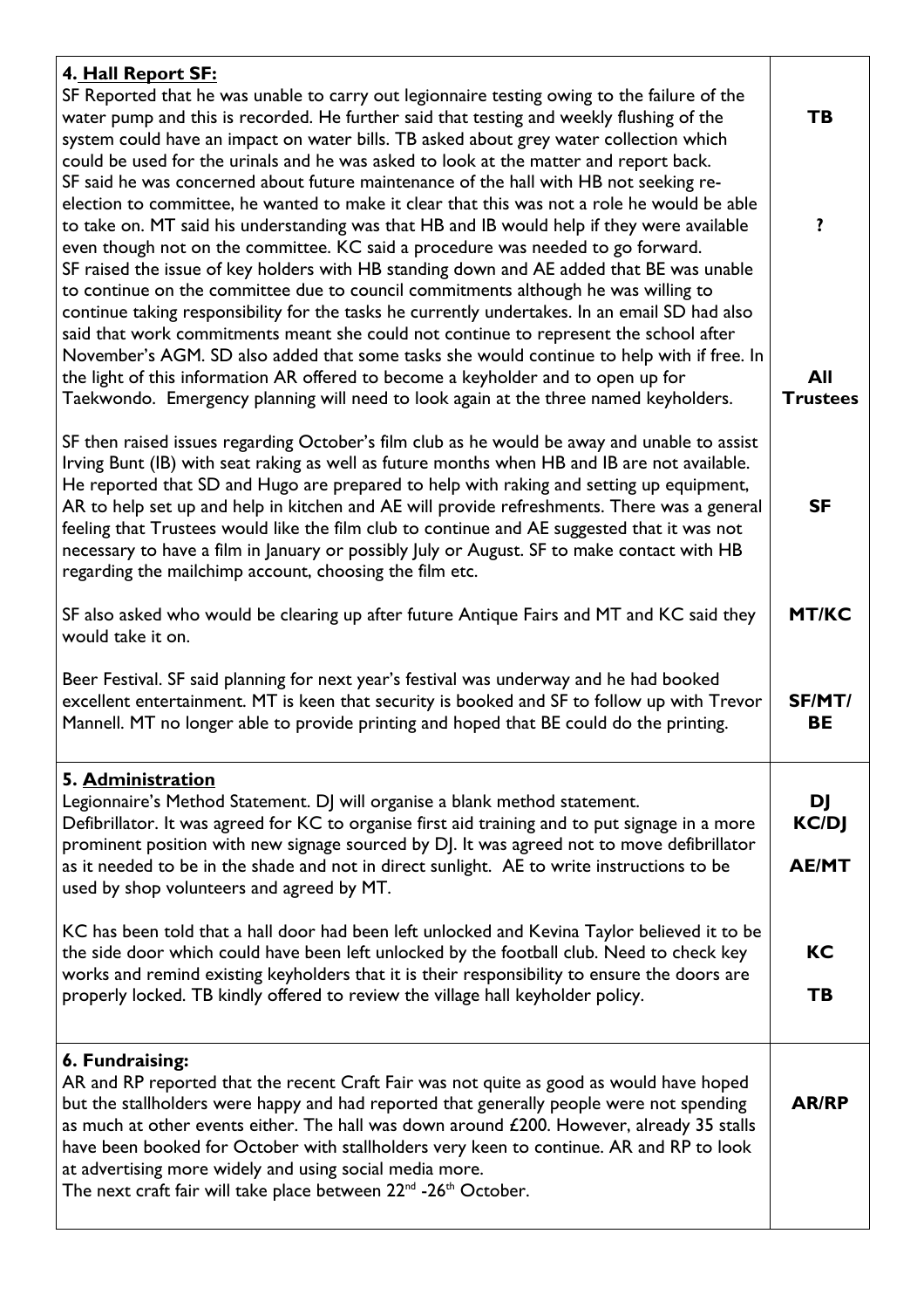| | |
|---|---|
| **4. <u>Hall Report SF:</u>**<br>SF Reported that he was unable to carry out legionnaire testing owing to the failure of the water pump and this is recorded. He further said that testing and weekly flushing of the system could have an impact on water bills. TB asked about grey water collection which could be used for the urinals and he was asked to look at the matter and report back.<br>SF said he was concerned about future maintenance of the hall with HB not seeking re-election to committee, he wanted to make it clear that this was not a role he would be able to take on. MT said his understanding was that HB and IB would help if they were available even though not on the committee. KC said a procedure was needed to go forward.<br>SF raised the issue of key holders with HB standing down and AE added that BE was unable to continue on the committee due to council commitments although he was willing to continue taking responsibility for the tasks he currently undertakes. In an email SD had also said that work commitments meant she could not continue to represent the school after November's AGM. SD also added that some tasks she would continue to help with if free. In the light of this information AR offered to become a keyholder and to open up for Taekwondo. Emergency planning will need to look again at the three named keyholders. | **TB**<br><br>**?**<br><br>**All Trustees** |
| SF then raised issues regarding October's film club as he would be away and unable to assist Irving Bunt (IB) with seat raking as well as future months when HB and IB are not available. He reported that SD and Hugo are prepared to help with raking and setting up equipment, AR to help set up and help in kitchen and AE will provide refreshments. There was a general feeling that Trustees would like the film club to continue and AE suggested that it was not necessary to have a film in January or possibly July or August. SF to make contact with HB regarding the mailchimp account, choosing the film etc. | **SF** |
| SF also asked who would be clearing up after future Antique Fairs and MT and KC said they would take it on. | **MT/KC** |
| Beer Festival. SF said planning for next year's festival was underway and he had booked excellent entertainment. MT is keen that security is booked and SF to follow up with Trevor Mannell. MT no longer able to provide printing and hoped that BE could do the printing. | **SF/MT/ BE** |
| **5. <u>Administration</u>**<br>Legionnaire's Method Statement. DJ will organise a blank method statement.<br>Defibrillator. It was agreed for KC to organise first aid training and to put signage in a more prominent position with new signage sourced by DJ. It was agreed not to move defibrillator as it needed to be in the shade and not in direct sunlight. AE to write instructions to be used by shop volunteers and agreed by MT. | **DJ**<br>**KC/DJ**<br><br>**AE/MT** |
| KC has been told that a hall door had been left unlocked and Kevina Taylor believed it to be the side door which could have been left unlocked by the football club. Need to check key works and remind existing keyholders that it is their responsibility to ensure the doors are properly locked. TB kindly offered to review the village hall keyholder policy. | **KC**<br><br>**TB** |
| **6. Fundraising:**<br>AR and RP reported that the recent Craft Fair was not quite as good as would have hoped but the stallholders were happy and had reported that generally people were not spending as much at other events either. The hall was down around £200. However, already 35 stalls have been booked for October with stallholders very keen to continue. AR and RP to look at advertising more widely and using social media more.<br>The next craft fair will take place between 22nd -26th October. | **AR/RP** |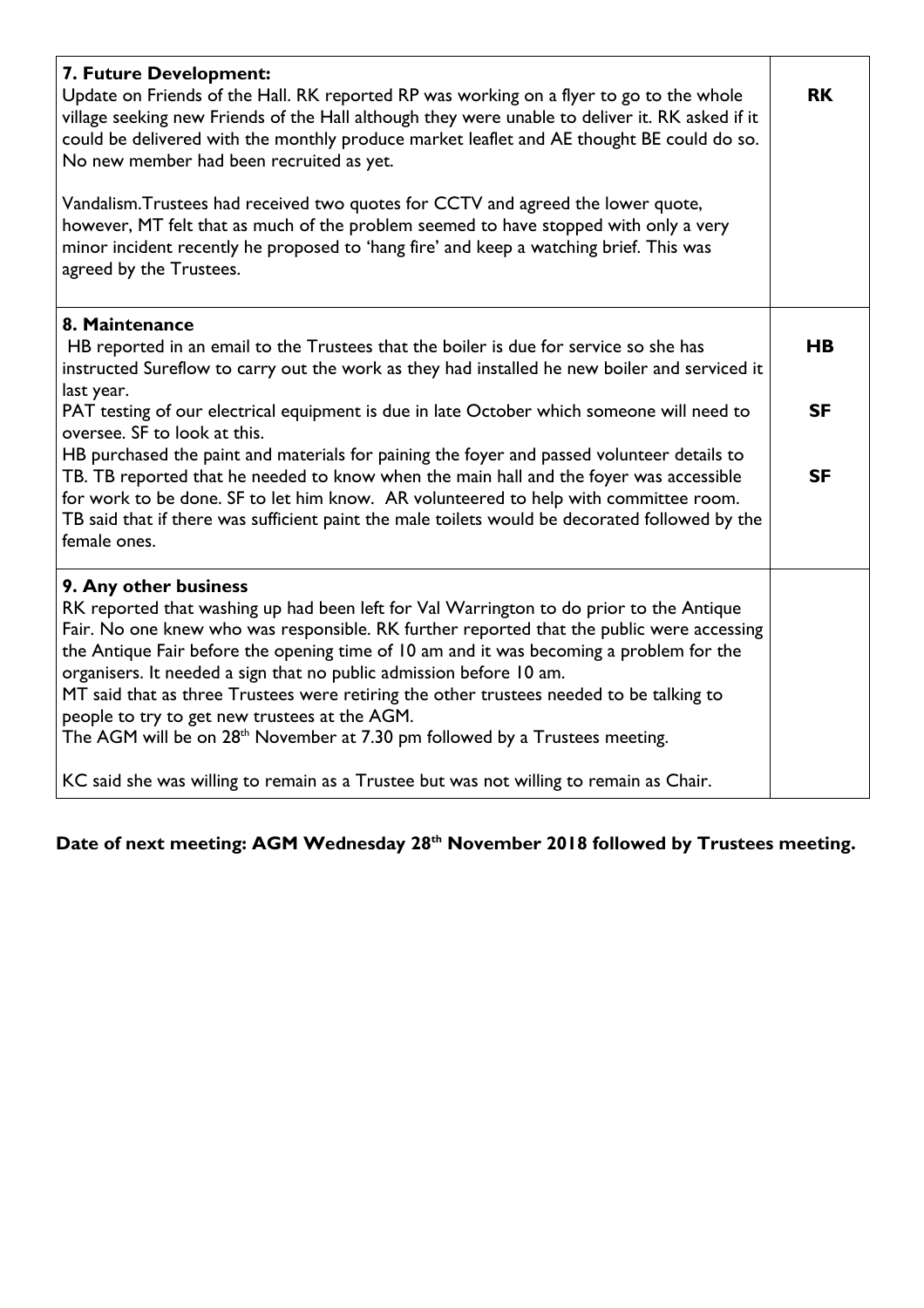| | |
|---|---|
| **7. Future Development:**<br>Update on Friends of the Hall. RK reported RP was working on a flyer to go to the whole village seeking new Friends of the Hall although they were unable to deliver it. RK asked if it could be delivered with the monthly produce market leaflet and AE thought BE could do so. No new member had been recruited as yet.<br><br>Vandalism.Trustees had received two quotes for CCTV and agreed the lower quote, however, MT felt that as much of the problem seemed to have stopped with only a very minor incident recently he proposed to 'hang fire' and keep a watching brief. This was agreed by the Trustees. | **RK** |
| **8. Maintenance**<br>HB reported in an email to the Trustees that the boiler is due for service so she has instructed Sureflow to carry out the work as they had installed he new boiler and serviced it last year.<br>PAT testing of our electrical equipment is due in late October which someone will need to oversee. SF to look at this.<br>HB purchased the paint and materials for paining the foyer and passed volunteer details to TB. TB reported that he needed to know when the main hall and the foyer was accessible for work to be done. SF to let him know. AR volunteered to help with committee room. TB said that if there was sufficient paint the male toilets would be decorated followed by the female ones. | **HB**<br><br>**SF**<br><br>**SF** |
| **9. Any other business**<br>RK reported that washing up had been left for Val Warrington to do prior to the Antique Fair. No one knew who was responsible. RK further reported that the public were accessing the Antique Fair before the opening time of 10 am and it was becoming a problem for the organisers. It needed a sign that no public admission before 10 am.<br>MT said that as three Trustees were retiring the other trustees needed to be talking to people to try to get new trustees at the AGM.<br>The AGM will be on 28th November at 7.30 pm followed by a Trustees meeting.<br><br>KC said she was willing to remain as a Trustee but was not willing to remain as Chair. | |

**Date of next meeting: AGM Wednesday 28th November 2018 followed by Trustees meeting.**